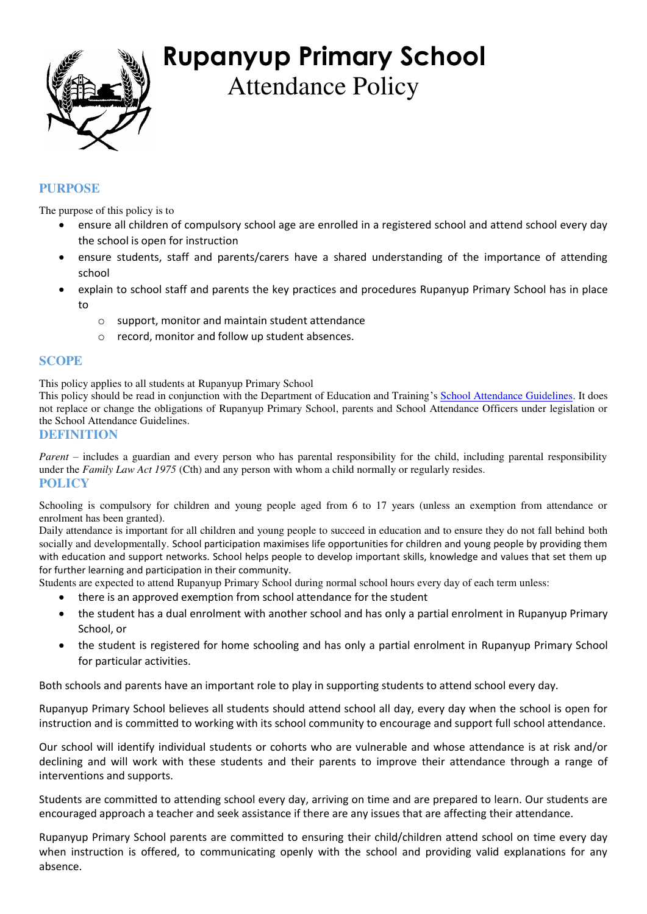# Rupanyup Primary School

## Attendance Policy

## PURPOSE

The purpose of this policy is to

- ensure all children of compulsory school age are enrolled in a registered school and attend school every day the school is open for instruction
- ensure students, staff and parents/carers have a shared understanding of the importance of attending school
- explain to school staff and parents the key practices and procedures Rupanyup Primary School has in place to
    - support, monitor and maintain student attendance
    - record, monitor and follow up student absences.

## SCOPE

This policy applies to all students at Rupanyup Primary School

This policy should be read in conjunction with the Department of Education and Training's School Attendance Guidelines. It does not replace or change the obligations of Rupanyup Primary School, parents and School Attendance Officers under legislation or the School Attendance Guidelines.

## DEFINITION

*Parent* – includes a guardian and every person who has parental responsibility for the child, including parental responsibility under the *Family Law Act 1975* (Cth) and any person with whom a child normally or regularly resides.

## POLICY

Schooling is compulsory for children and young people aged from 6 to 17 years (unless an exemption from attendance or enrolment has been granted).

Daily attendance is important for all children and young people to succeed in education and to ensure they do not fall behind both socially and developmentally. School participation maximises life opportunities for children and young people by providing them with education and support networks. School helps people to develop important skills, knowledge and values that set them up for further learning and participation in their community.

Students are expected to attend Rupanyup Primary School during normal school hours every day of each term unless:

- there is an approved exemption from school attendance for the student
- the student has a dual enrolment with another school and has only a partial enrolment in Rupanyup Primary School, or
- the student is registered for home schooling and has only a partial enrolment in Rupanyup Primary School for particular activities.

Both schools and parents have an important role to play in supporting students to attend school every day.

Rupanyup Primary School believes all students should attend school all day, every day when the school is open for instruction and is committed to working with its school community to encourage and support full school attendance.

Our school will identify individual students or cohorts who are vulnerable and whose attendance is at risk and/or declining and will work with these students and their parents to improve their attendance through a range of interventions and supports.

Students are committed to attending school every day, arriving on time and are prepared to learn. Our students are encouraged approach a teacher and seek assistance if there are any issues that are affecting their attendance.

Rupanyup Primary School parents are committed to ensuring their child/children attend school on time every day when instruction is offered, to communicating openly with the school and providing valid explanations for any absence.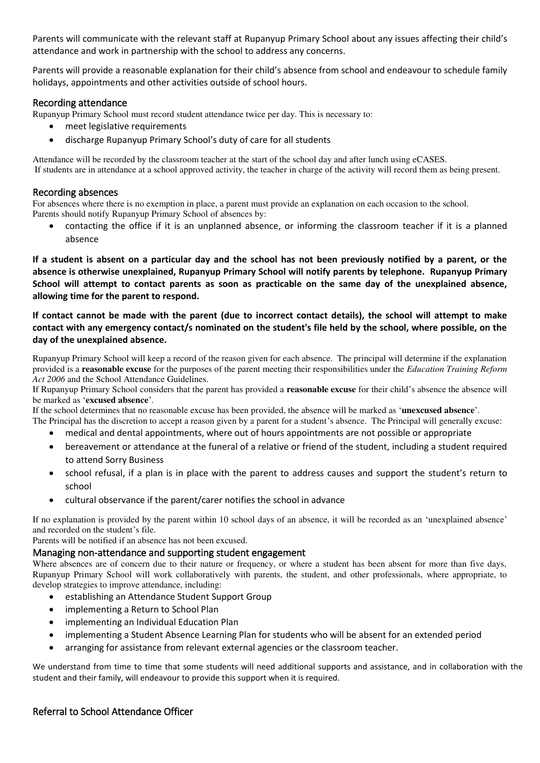Parents will communicate with the relevant staff at Rupanyup Primary School about any issues affecting their child's attendance and work in partnership with the school to address any concerns.

Parents will provide a reasonable explanation for their child's absence from school and endeavour to schedule family holidays, appointments and other activities outside of school hours.

## Recording attendance

Rupanyup Primary School must record student attendance twice per day. This is necessary to:

- meet legislative requirements
- discharge Rupanyup Primary School's duty of care for all students

Attendance will be recorded by the classroom teacher at the start of the school day and after lunch using eCASES.
If students are in attendance at a school approved activity, the teacher in charge of the activity will record them as being present.

## Recording absences

For absences where there is no exemption in place, a parent must provide an explanation on each occasion to the school.
Parents should notify Rupanyup Primary School of absences by:

- contacting the office if it is an unplanned absence, or informing the classroom teacher if it is a planned absence

**If a student is absent on a particular day and the school has not been previously notified by a parent, or the absence is otherwise unexplained, Rupanyup Primary School will notify parents by telephone. Rupanyup Primary School will attempt to contact parents as soon as practicable on the same day of the unexplained absence, allowing time for the parent to respond.**

**If contact cannot be made with the parent (due to incorrect contact details), the school will attempt to make contact with any emergency contact/s nominated on the student's file held by the school, where possible, on the day of the unexplained absence.**

Rupanyup Primary School will keep a record of the reason given for each absence. The principal will determine if the explanation provided is a **reasonable excuse** for the purposes of the parent meeting their responsibilities under the *Education Training Reform Act 2006* and the School Attendance Guidelines.
If Rupanyup Primary School considers that the parent has provided a **reasonable excuse** for their child's absence the absence will be marked as '**excused absence**'.
If the school determines that no reasonable excuse has been provided, the absence will be marked as '**unexcused absence**'.
The Principal has the discretion to accept a reason given by a parent for a student's absence. The Principal will generally excuse:

- medical and dental appointments, where out of hours appointments are not possible or appropriate
- bereavement or attendance at the funeral of a relative or friend of the student, including a student required to attend Sorry Business
- school refusal, if a plan is in place with the parent to address causes and support the student's return to school
- cultural observance if the parent/carer notifies the school in advance

If no explanation is provided by the parent within 10 school days of an absence, it will be recorded as an 'unexplained absence' and recorded on the student's file.
Parents will be notified if an absence has not been excused.

## Managing non-attendance and supporting student engagement

Where absences are of concern due to their nature or frequency, or where a student has been absent for more than five days, Rupanyup Primary School will work collaboratively with parents, the student, and other professionals, where appropriate, to develop strategies to improve attendance, including:

- establishing an Attendance Student Support Group
- implementing a Return to School Plan
- implementing an Individual Education Plan
- implementing a Student Absence Learning Plan for students who will be absent for an extended period
- arranging for assistance from relevant external agencies or the classroom teacher.

We understand from time to time that some students will need additional supports and assistance, and in collaboration with the student and their family, will endeavour to provide this support when it is required.

## Referral to School Attendance Officer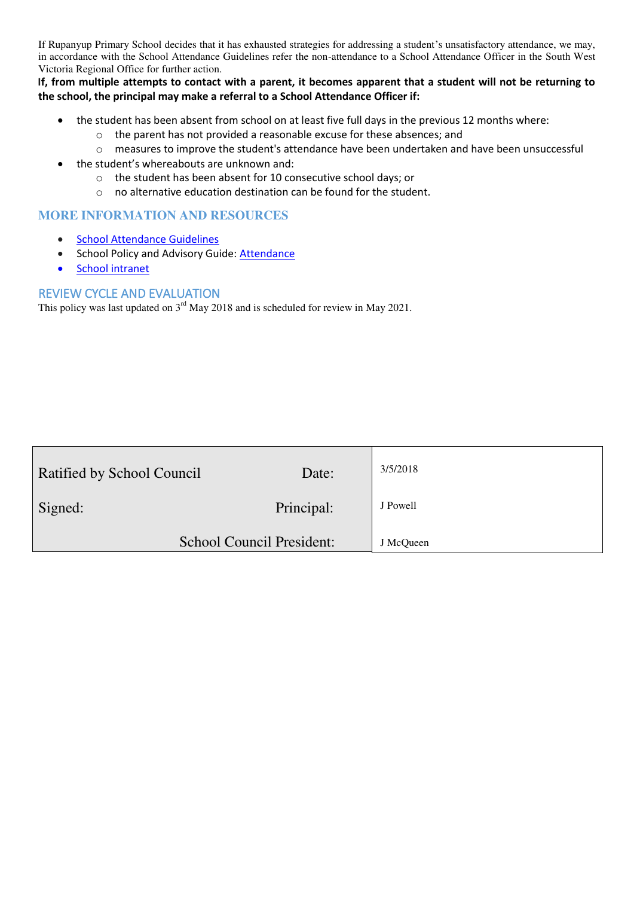If Rupanyup Primary School decides that it has exhausted strategies for addressing a student's unsatisfactory attendance, we may, in accordance with the School Attendance Guidelines refer the non-attendance to a School Attendance Officer in the South West Victoria Regional Office for further action.

**If, from multiple attempts to contact with a parent, it becomes apparent that a student will not be returning to the school, the principal may make a referral to a School Attendance Officer if:**

- the student has been absent from school on at least five full days in the previous 12 months where:
  - the parent has not provided a reasonable excuse for these absences; and
  - measures to improve the student's attendance have been undertaken and have been unsuccessful
- the student's whereabouts are unknown and:
  - the student has been absent for 10 consecutive school days; or
  - no alternative education destination can be found for the student.

## MORE INFORMATION AND RESOURCES

- School Attendance Guidelines
- School Policy and Advisory Guide: Attendance
- School intranet

## REVIEW CYCLE AND EVALUATION

This policy was last updated on 3rd May 2018 and is scheduled for review in May 2021.

| | |
|---|---|
| Ratified by School Council Date: | 3/5/2018 |
| Signed: Principal: | J Powell |
| School Council President: | J McQueen |